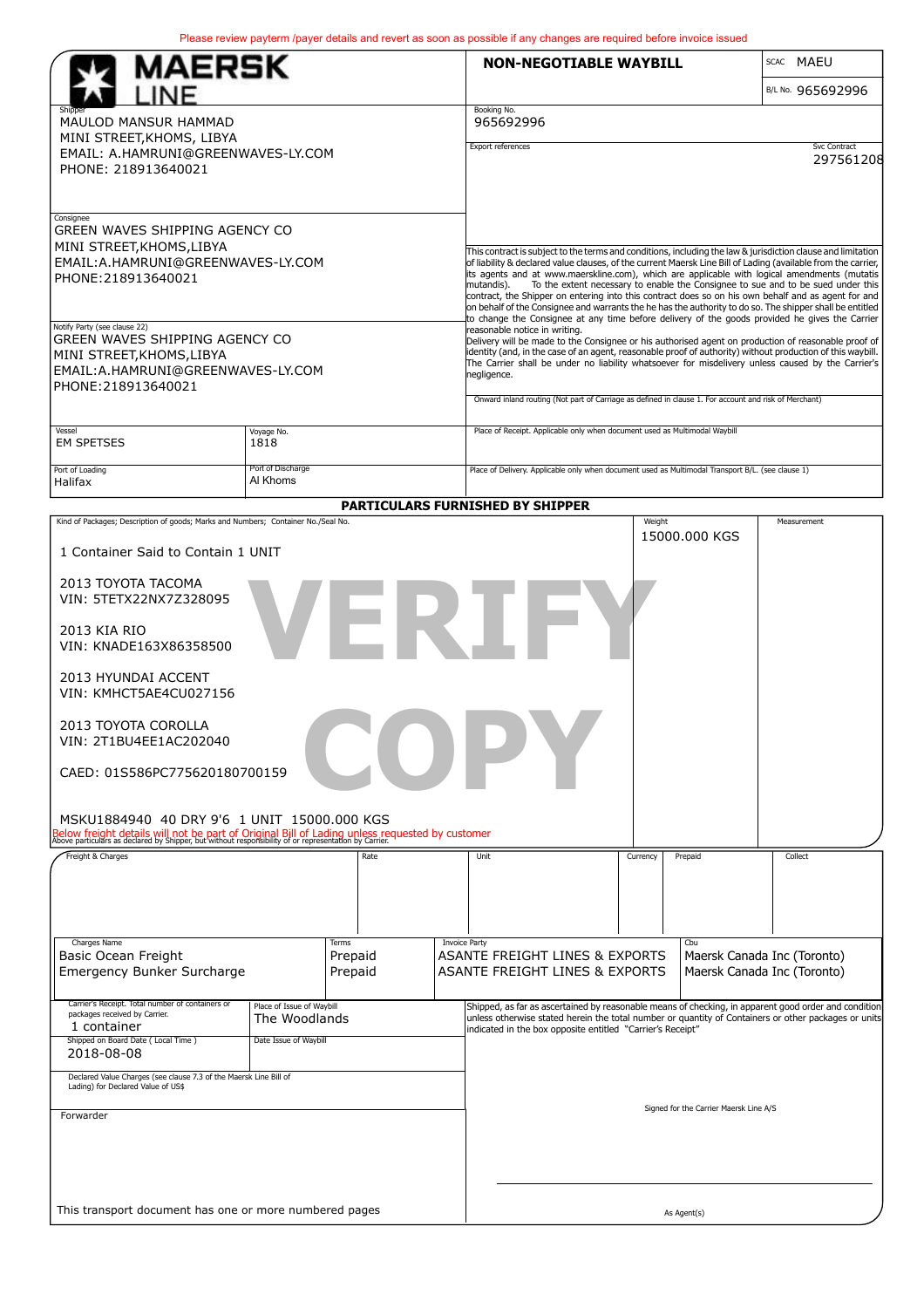Please review payterm /payer details and revert as soon as possible if any changes are required before invoice issued

# MAERSK LINE

## NON-NEGOTIABLE WAYBILL

SCAC MAEU

B/L No. 965692996

**Shipper**
MAULOD MANSUR HAMMAD
MINI STREET,KHOMS, LIBYA
EMAIL: A.HAMRUNI@GREENWAVES-LY.COM
PHONE: 218913640021

**Booking No.**
965692996

**Export references**

**Svc Contract**
297561208

**Consignee**
GREEN WAVES SHIPPING AGENCY CO
MINI STREET,KHOMS,LIBYA
EMAIL:A.HAMRUNI@GREENWAVES-LY.COM
PHONE:218913640021

This contract is subject to the terms and conditions, including the law & jurisdiction clause and limitation of liability & declared value clauses, of the current Maersk Line Bill of Lading (available from the carrier, its agents and at www.maerskline.com), which are applicable with logical amendments (mutatis mutandis). To the extent necessary to enable the Consignee to sue and to be sued under this contract, the Shipper on entering into this contract does so on his own behalf and as agent for and on behalf of the Consignee and warrants the he has the authority to do so. The shipper shall be entitled to change the Consignee at any time before delivery of the goods provided he gives the Carrier reasonable notice in writing.
Delivery will be made to the Consignee or his authorised agent on production of reasonable proof of identity (and, in the case of an agent, reasonable proof of authority) without production of this waybill. The Carrier shall be under no liability whatsoever for misdelivery unless caused by the Carrier's negligence.

**Notify Party (see clause 22)**
GREEN WAVES SHIPPING AGENCY CO
MINI STREET,KHOMS,LIBYA
EMAIL:A.HAMRUNI@GREENWAVES-LY.COM
PHONE:218913640021

Onward inland routing (Not part of Carriage as defined in clause 1. For account and risk of Merchant)

| Vessel | Voyage No. | Place of Receipt. Applicable only when document used as Multimodal Waybill |
|---|---|---|
| EM SPETSES | 1818 | |

| Port of Loading | Port of Discharge | Place of Delivery. Applicable only when document used as Multimodal Transport B/L. (see clause 1) |
|---|---|---|
| Halifax | Al Khoms | |

### PARTICULARS FURNISHED BY SHIPPER

| Kind of Packages; Description of goods; Marks and Numbers; Container No./Seal No. | Weight | Measurement |
|---|---|---|
| 1 Container Said to Contain 1 UNIT<br><br>2013 TOYOTA TACOMA<br>VIN: 5TETX22NX7Z328095<br><br>2013 KIA RIO<br>VIN: KNADE163X86358500<br><br>2013 HYUNDAI ACCENT<br>VIN: KMHCT5AE4CU027156<br><br>2013 TOYOTA COROLLA<br>VIN: 2T1BU4EE1AC202040<br><br>CAED: 01S586PC775620180700159<br><br>MSKU1884940 40 DRY 9'6 1 UNIT 15000.000 KGS | 15000.000 KGS | |

VERIFY COPY

Below freight details will not be part of Original Bill of Lading unless requested by customer
Above particulars as declared by Shipper, but without responsibility of or representation by Carrier.

| Freight & Charges | Rate | Unit | Currency | Prepaid | Collect |
|---|---|---|---|---|---|
| | | | | | |

| Charges Name | Terms | Invoice Party | Cbu |
|---|---|---|---|
| Basic Ocean Freight | Prepaid | ASANTE FREIGHT LINES & EXPORTS | Maersk Canada Inc (Toronto) |
| Emergency Bunker Surcharge | Prepaid | ASANTE FREIGHT LINES & EXPORTS | Maersk Canada Inc (Toronto) |

| Carrier's Receipt. Total number of containers or packages received by Carrier. | Place of Issue of Waybill |
|---|---|
| 1 container | The Woodlands |

| Shipped on Board Date ( Local Time ) | Date Issue of Waybill |
|---|---|
| 2018-08-08 | |

Shipped, as far as ascertained by reasonable means of checking, in apparent good order and condition unless otherwise stated herein the total number or quantity of Containers or other packages or units indicated in the box opposite entitled "Carrier's Receipt".

Declared Value Charges (see clause 7.3 of the Maersk Line Bill of Lading) for Declared Value of US$

Signed for the Carrier Maersk Line A/S

Forwarder

This transport document has one or more numbered pages

As Agent(s)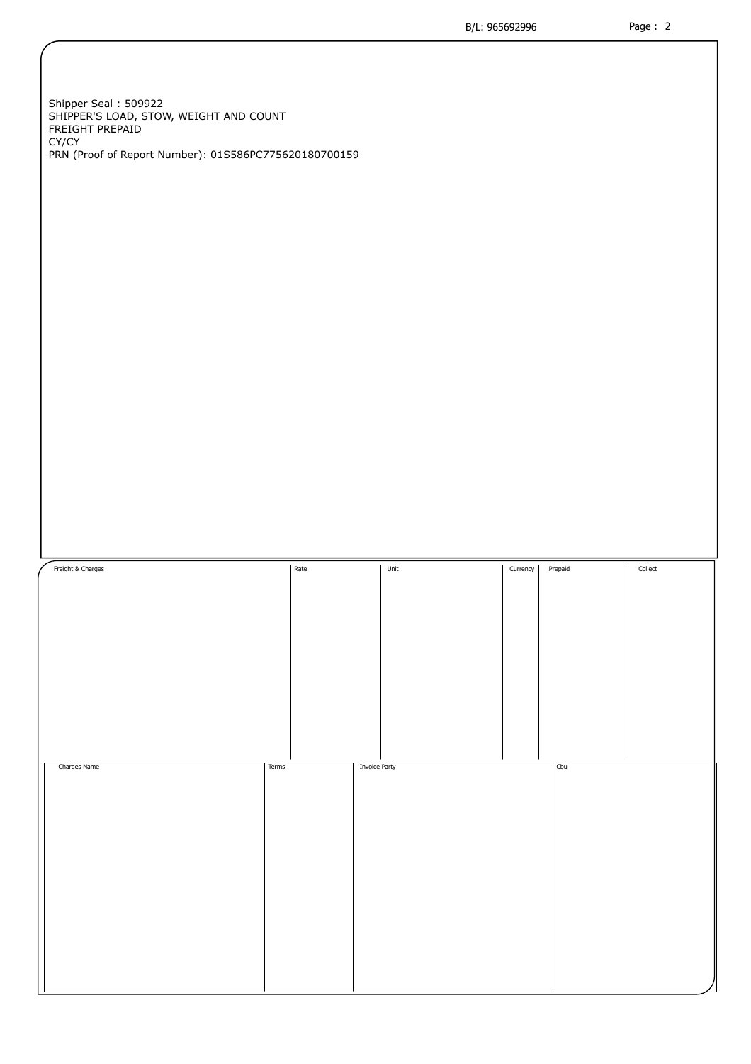B/L: 965692996

Shipper Seal : 509922
SHIPPER'S LOAD, STOW, WEIGHT AND COUNT
FREIGHT PREPAID
CY/CY
PRN (Proof of Report Number): 01S586PC775620180700159

| Freight & Charges | Rate | Unit | Currency | Prepaid | Collect |
| --- | --- | --- | --- | --- | --- |
| | | | | | |

| Charges Name | Terms | Invoice Party | Cbu |
| --- | --- | --- | --- |
| | | | |